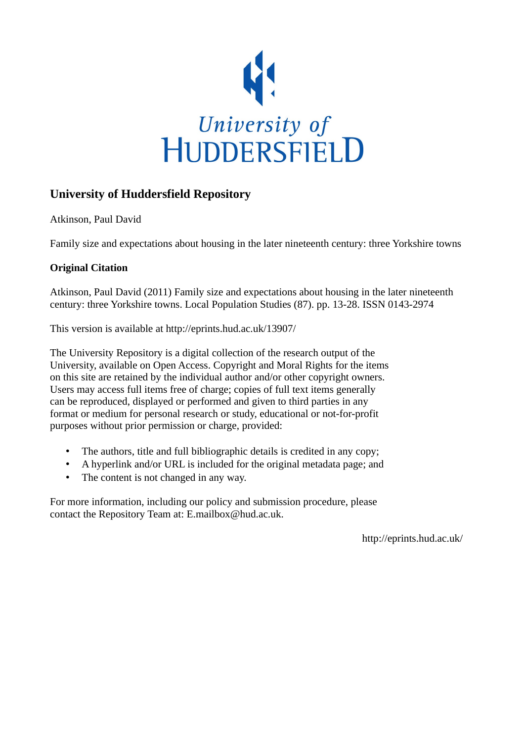University of
HUDDERSFIELD

## University of Huddersfield Repository

Atkinson, Paul David

Family size and expectations about housing in the later nineteenth century: three Yorkshire towns

### Original Citation

Atkinson, Paul David (2011) Family size and expectations about housing in the later nineteenth century: three Yorkshire towns. Local Population Studies (87). pp. 13-28. ISSN 0143-2974

This version is available at http://eprints.hud.ac.uk/13907/

The University Repository is a digital collection of the research output of the University, available on Open Access. Copyright and Moral Rights for the items on this site are retained by the individual author and/or other copyright owners. Users may access full items free of charge; copies of full text items generally can be reproduced, displayed or performed and given to third parties in any format or medium for personal research or study, educational or not-for-profit purposes without prior permission or charge, provided:

- The authors, title and full bibliographic details is credited in any copy;
- A hyperlink and/or URL is included for the original metadata page; and
- The content is not changed in any way.

For more information, including our policy and submission procedure, please contact the Repository Team at: E.mailbox@hud.ac.uk.

http://eprints.hud.ac.uk/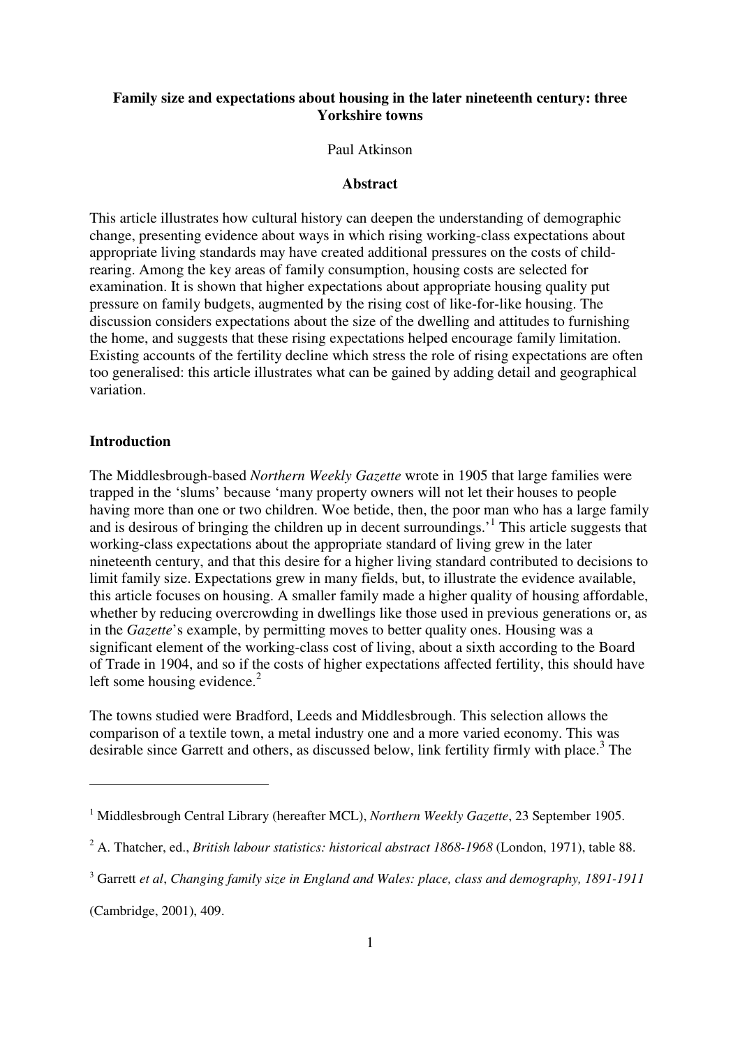**Family size and expectations about housing in the later nineteenth century: three Yorkshire towns**

Paul Atkinson

**Abstract**

This article illustrates how cultural history can deepen the understanding of demographic change, presenting evidence about ways in which rising working-class expectations about appropriate living standards may have created additional pressures on the costs of child-rearing. Among the key areas of family consumption, housing costs are selected for examination. It is shown that higher expectations about appropriate housing quality put pressure on family budgets, augmented by the rising cost of like-for-like housing. The discussion considers expectations about the size of the dwelling and attitudes to furnishing the home, and suggests that these rising expectations helped encourage family limitation. Existing accounts of the fertility decline which stress the role of rising expectations are often too generalised: this article illustrates what can be gained by adding detail and geographical variation.

## Introduction

The Middlesbrough-based *Northern Weekly Gazette* wrote in 1905 that large families were trapped in the 'slums' because 'many property owners will not let their houses to people having more than one or two children. Woe betide, then, the poor man who has a large family and is desirous of bringing the children up in decent surroundings.'[1] This article suggests that working-class expectations about the appropriate standard of living grew in the later nineteenth century, and that this desire for a higher living standard contributed to decisions to limit family size. Expectations grew in many fields, but, to illustrate the evidence available, this article focuses on housing. A smaller family made a higher quality of housing affordable, whether by reducing overcrowding in dwellings like those used in previous generations or, as in the *Gazette*'s example, by permitting moves to better quality ones. Housing was a significant element of the working-class cost of living, about a sixth according to the Board of Trade in 1904, and so if the costs of higher expectations affected fertility, this should have left some housing evidence.[2]

The towns studied were Bradford, Leeds and Middlesbrough. This selection allows the comparison of a textile town, a metal industry one and a more varied economy. This was desirable since Garrett and others, as discussed below, link fertility firmly with place.[3] The

---

[1] Middlesbrough Central Library (hereafter MCL), *Northern Weekly Gazette*, 23 September 1905.

[2] A. Thatcher, ed., *British labour statistics: historical abstract 1868-1968* (London, 1971), table 88.

[3] Garrett *et al*, *Changing family size in England and Wales: place, class and demography, 1891-1911* (Cambridge, 2001), 409.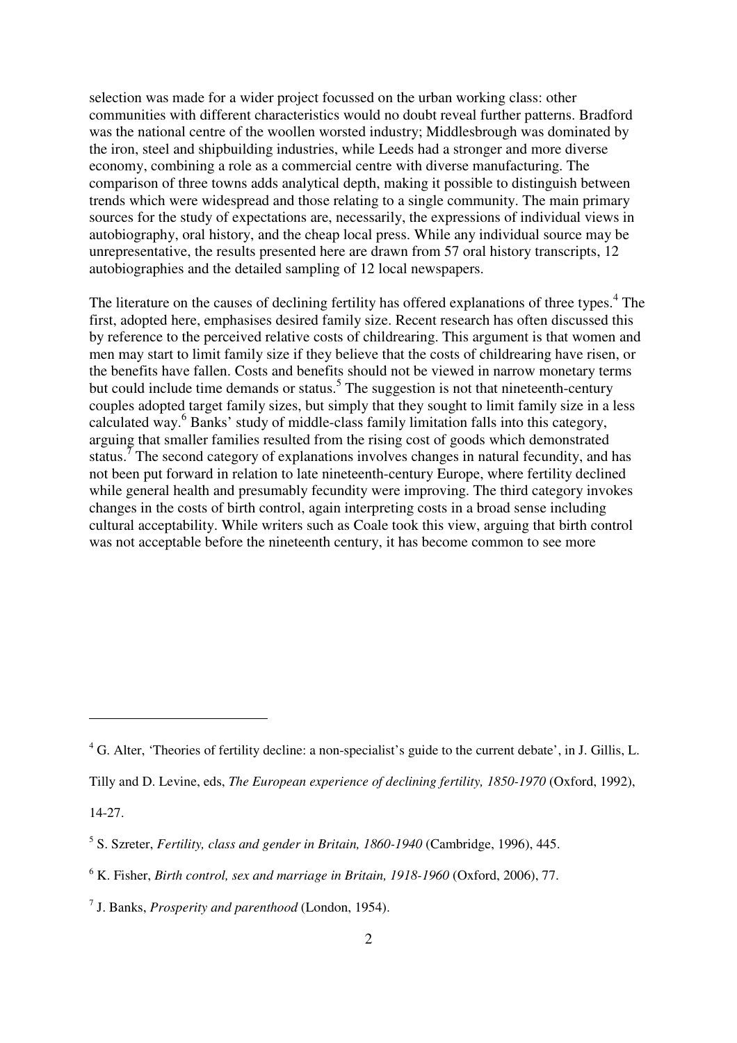selection was made for a wider project focussed on the urban working class: other communities with different characteristics would no doubt reveal further patterns. Bradford was the national centre of the woollen worsted industry; Middlesbrough was dominated by the iron, steel and shipbuilding industries, while Leeds had a stronger and more diverse economy, combining a role as a commercial centre with diverse manufacturing. The comparison of three towns adds analytical depth, making it possible to distinguish between trends which were widespread and those relating to a single community. The main primary sources for the study of expectations are, necessarily, the expressions of individual views in autobiography, oral history, and the cheap local press. While any individual source may be unrepresentative, the results presented here are drawn from 57 oral history transcripts, 12 autobiographies and the detailed sampling of 12 local newspapers.

The literature on the causes of declining fertility has offered explanations of three types.[4] The first, adopted here, emphasises desired family size. Recent research has often discussed this by reference to the perceived relative costs of childrearing. This argument is that women and men may start to limit family size if they believe that the costs of childrearing have risen, or the benefits have fallen. Costs and benefits should not be viewed in narrow monetary terms but could include time demands or status.[5] The suggestion is not that nineteenth-century couples adopted target family sizes, but simply that they sought to limit family size in a less calculated way.[6] Banks' study of middle-class family limitation falls into this category, arguing that smaller families resulted from the rising cost of goods which demonstrated status.[7] The second category of explanations involves changes in natural fecundity, and has not been put forward in relation to late nineteenth-century Europe, where fertility declined while general health and presumably fecundity were improving. The third category invokes changes in the costs of birth control, again interpreting costs in a broad sense including cultural acceptability. While writers such as Coale took this view, arguing that birth control was not acceptable before the nineteenth century, it has become common to see more

---

[4] G. Alter, 'Theories of fertility decline: a non-specialist's guide to the current debate', in J. Gillis, L. Tilly and D. Levine, eds, *The European experience of declining fertility, 1850-1970* (Oxford, 1992), 14-27.

[5] S. Szreter, *Fertility, class and gender in Britain, 1860-1940* (Cambridge, 1996), 445.

[6] K. Fisher, *Birth control, sex and marriage in Britain, 1918-1960* (Oxford, 2006), 77.

[7] J. Banks, *Prosperity and parenthood* (London, 1954).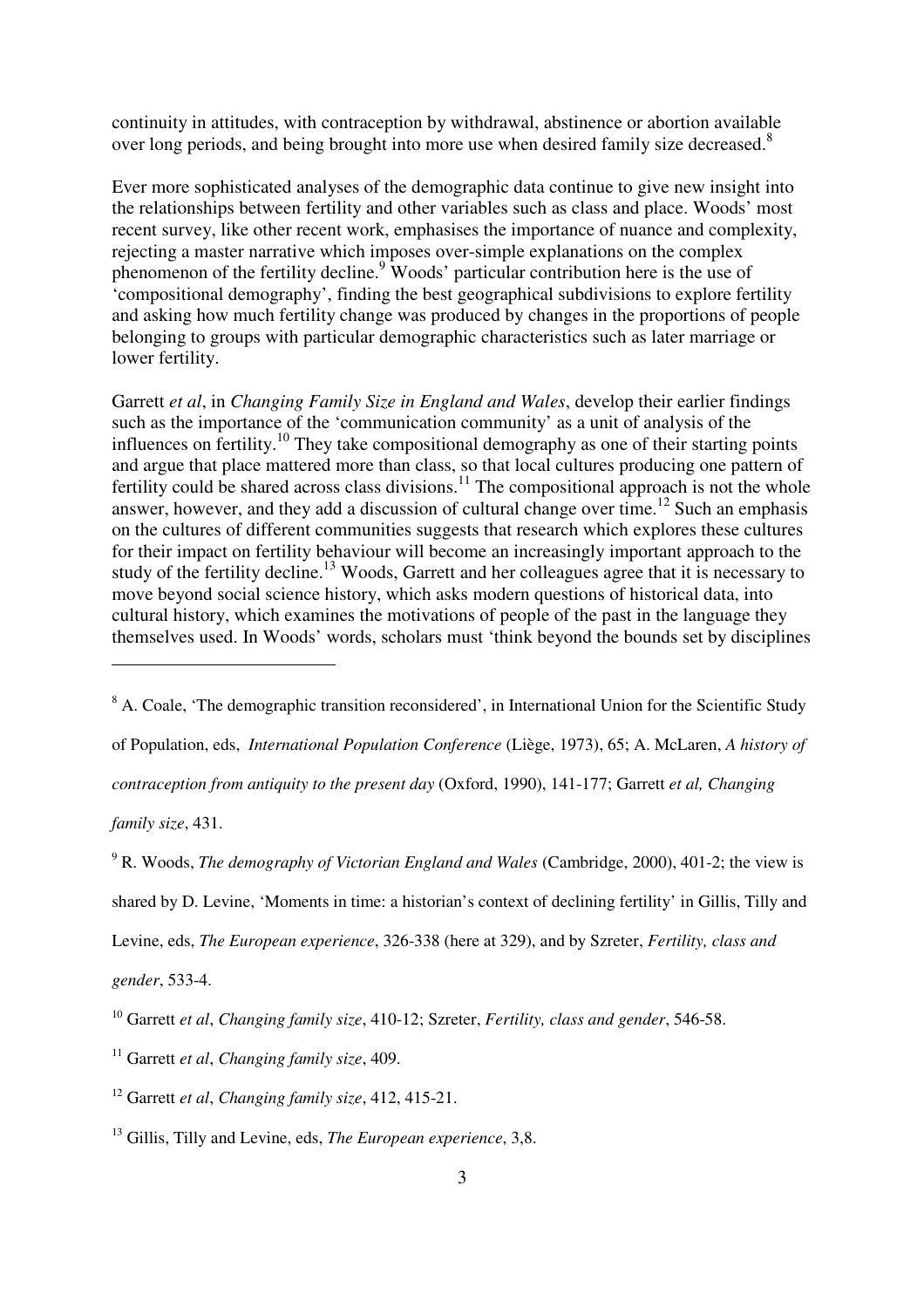continuity in attitudes, with contraception by withdrawal, abstinence or abortion available over long periods, and being brought into more use when desired family size decreased.[8]

Ever more sophisticated analyses of the demographic data continue to give new insight into the relationships between fertility and other variables such as class and place. Woods' most recent survey, like other recent work, emphasises the importance of nuance and complexity, rejecting a master narrative which imposes over-simple explanations on the complex phenomenon of the fertility decline.[9] Woods' particular contribution here is the use of 'compositional demography', finding the best geographical subdivisions to explore fertility and asking how much fertility change was produced by changes in the proportions of people belonging to groups with particular demographic characteristics such as later marriage or lower fertility.

Garrett *et al*, in *Changing Family Size in England and Wales*, develop their earlier findings such as the importance of the 'communication community' as a unit of analysis of the influences on fertility.[10] They take compositional demography as one of their starting points and argue that place mattered more than class, so that local cultures producing one pattern of fertility could be shared across class divisions.[11] The compositional approach is not the whole answer, however, and they add a discussion of cultural change over time.[12] Such an emphasis on the cultures of different communities suggests that research which explores these cultures for their impact on fertility behaviour will become an increasingly important approach to the study of the fertility decline.[13] Woods, Garrett and her colleagues agree that it is necessary to move beyond social science history, which asks modern questions of historical data, into cultural history, which examines the motivations of people of the past in the language they themselves used. In Woods' words, scholars must 'think beyond the bounds set by disciplines

---

[8] A. Coale, 'The demographic transition reconsidered', in International Union for the Scientific Study of Population, eds, *International Population Conference* (Liège, 1973), 65; A. McLaren, *A history of contraception from antiquity to the present day* (Oxford, 1990), 141-177; Garrett *et al, Changing family size*, 431.

[9] R. Woods, *The demography of Victorian England and Wales* (Cambridge, 2000), 401-2; the view is shared by D. Levine, 'Moments in time: a historian's context of declining fertility' in Gillis, Tilly and Levine, eds, *The European experience*, 326-338 (here at 329), and by Szreter, *Fertility, class and gender*, 533-4.

[10] Garrett *et al*, *Changing family size*, 410-12; Szreter, *Fertility, class and gender*, 546-58.

[11] Garrett *et al*, *Changing family size*, 409.

[12] Garrett *et al*, *Changing family size*, 412, 415-21.

[13] Gillis, Tilly and Levine, eds, *The European experience*, 3,8.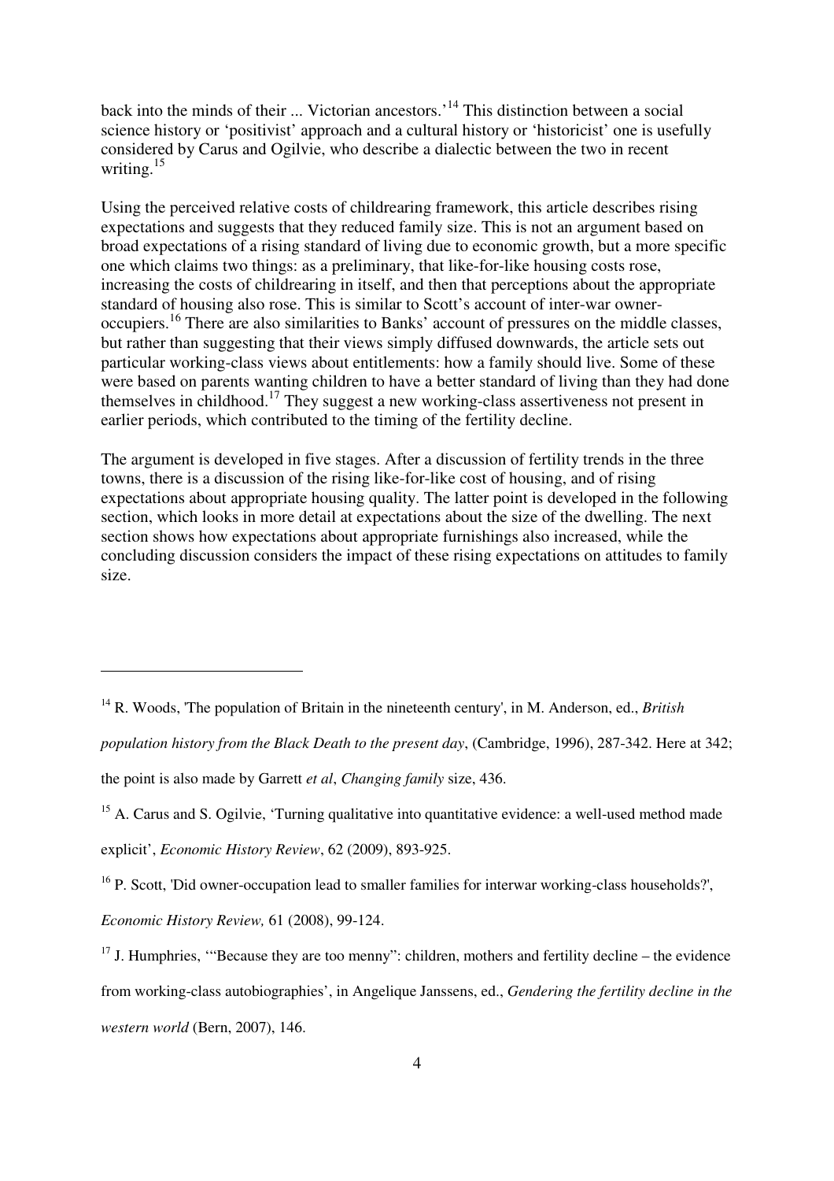back into the minds of their ... Victorian ancestors.'[14] This distinction between a social science history or 'positivist' approach and a cultural history or 'historicist' one is usefully considered by Carus and Ogilvie, who describe a dialectic between the two in recent writing.[15]

Using the perceived relative costs of childrearing framework, this article describes rising expectations and suggests that they reduced family size. This is not an argument based on broad expectations of a rising standard of living due to economic growth, but a more specific one which claims two things: as a preliminary, that like-for-like housing costs rose, increasing the costs of childrearing in itself, and then that perceptions about the appropriate standard of housing also rose. This is similar to Scott's account of inter-war owner-occupiers.[16] There are also similarities to Banks' account of pressures on the middle classes, but rather than suggesting that their views simply diffused downwards, the article sets out particular working-class views about entitlements: how a family should live. Some of these were based on parents wanting children to have a better standard of living than they had done themselves in childhood.[17] They suggest a new working-class assertiveness not present in earlier periods, which contributed to the timing of the fertility decline.

The argument is developed in five stages. After a discussion of fertility trends in the three towns, there is a discussion of the rising like-for-like cost of housing, and of rising expectations about appropriate housing quality. The latter point is developed in the following section, which looks in more detail at expectations about the size of the dwelling. The next section shows how expectations about appropriate furnishings also increased, while the concluding discussion considers the impact of these rising expectations on attitudes to family size.

---

[14] R. Woods, 'The population of Britain in the nineteenth century', in M. Anderson, ed., *British population history from the Black Death to the present day*, (Cambridge, 1996), 287-342. Here at 342; the point is also made by Garrett *et al*, *Changing family* size, 436.

[15] A. Carus and S. Ogilvie, 'Turning qualitative into quantitative evidence: a well-used method made explicit', *Economic History Review*, 62 (2009), 893-925.

[16] P. Scott, 'Did owner-occupation lead to smaller families for interwar working-class households?', *Economic History Review,* 61 (2008), 99-124.

[17] J. Humphries, '"Because they are too menny": children, mothers and fertility decline – the evidence from working-class autobiographies', in Angelique Janssens, ed., *Gendering the fertility decline in the western world* (Bern, 2007), 146.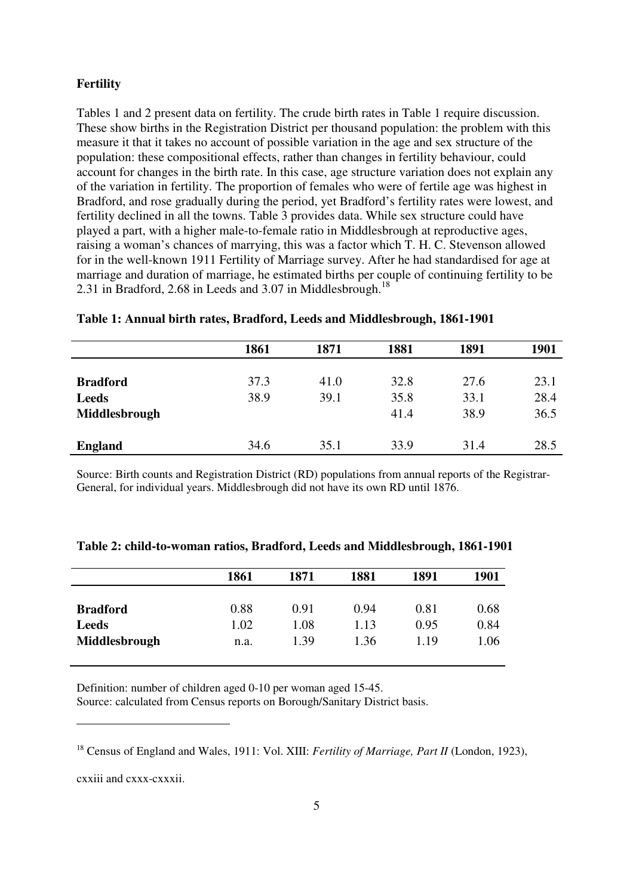**Fertility**

Tables 1 and 2 present data on fertility. The crude birth rates in Table 1 require discussion. These show births in the Registration District per thousand population: the problem with this measure it that it takes no account of possible variation in the age and sex structure of the population: these compositional effects, rather than changes in fertility behaviour, could account for changes in the birth rate. In this case, age structure variation does not explain any of the variation in fertility. The proportion of females who were of fertile age was highest in Bradford, and rose gradually during the period, yet Bradford's fertility rates were lowest, and fertility declined in all the towns. Table 3 provides data. While sex structure could have played a part, with a higher male-to-female ratio in Middlesbrough at reproductive ages, raising a woman's chances of marrying, this was a factor which T. H. C. Stevenson allowed for in the well-known 1911 Fertility of Marriage survey. After he had standardised for age at marriage and duration of marriage, he estimated births per couple of continuing fertility to be 2.31 in Bradford, 2.68 in Leeds and 3.07 in Middlesbrough.[18]

**Table 1: Annual birth rates, Bradford, Leeds and Middlesbrough, 1861-1901**

| | 1861 | 1871 | 1881 | 1891 | 1901 |
|---|---|---|---|---|---|
| **Bradford** | 37.3 | 41.0 | 32.8 | 27.6 | 23.1 |
| **Leeds** | 38.9 | 39.1 | 35.8 | 33.1 | 28.4 |
| **Middlesbrough** | | | 41.4 | 38.9 | 36.5 |
| **England** | 34.6 | 35.1 | 33.9 | 31.4 | 28.5 |

Source: Birth counts and Registration District (RD) populations from annual reports of the Registrar-General, for individual years. Middlesbrough did not have its own RD until 1876.

**Table 2: child-to-woman ratios, Bradford, Leeds and Middlesbrough, 1861-1901**

| | 1861 | 1871 | 1881 | 1891 | 1901 |
|---|---|---|---|---|---|
| **Bradford** | 0.88 | 0.91 | 0.94 | 0.81 | 0.68 |
| **Leeds** | 1.02 | 1.08 | 1.13 | 0.95 | 0.84 |
| **Middlesbrough** | n.a. | 1.39 | 1.36 | 1.19 | 1.06 |

Definition: number of children aged 0-10 per woman aged 15-45.
Source: calculated from Census reports on Borough/Sanitary District basis.

[18] Census of England and Wales, 1911: Vol. XIII: *Fertility of Marriage, Part II* (London, 1923), cxxiii and cxxx-cxxxii.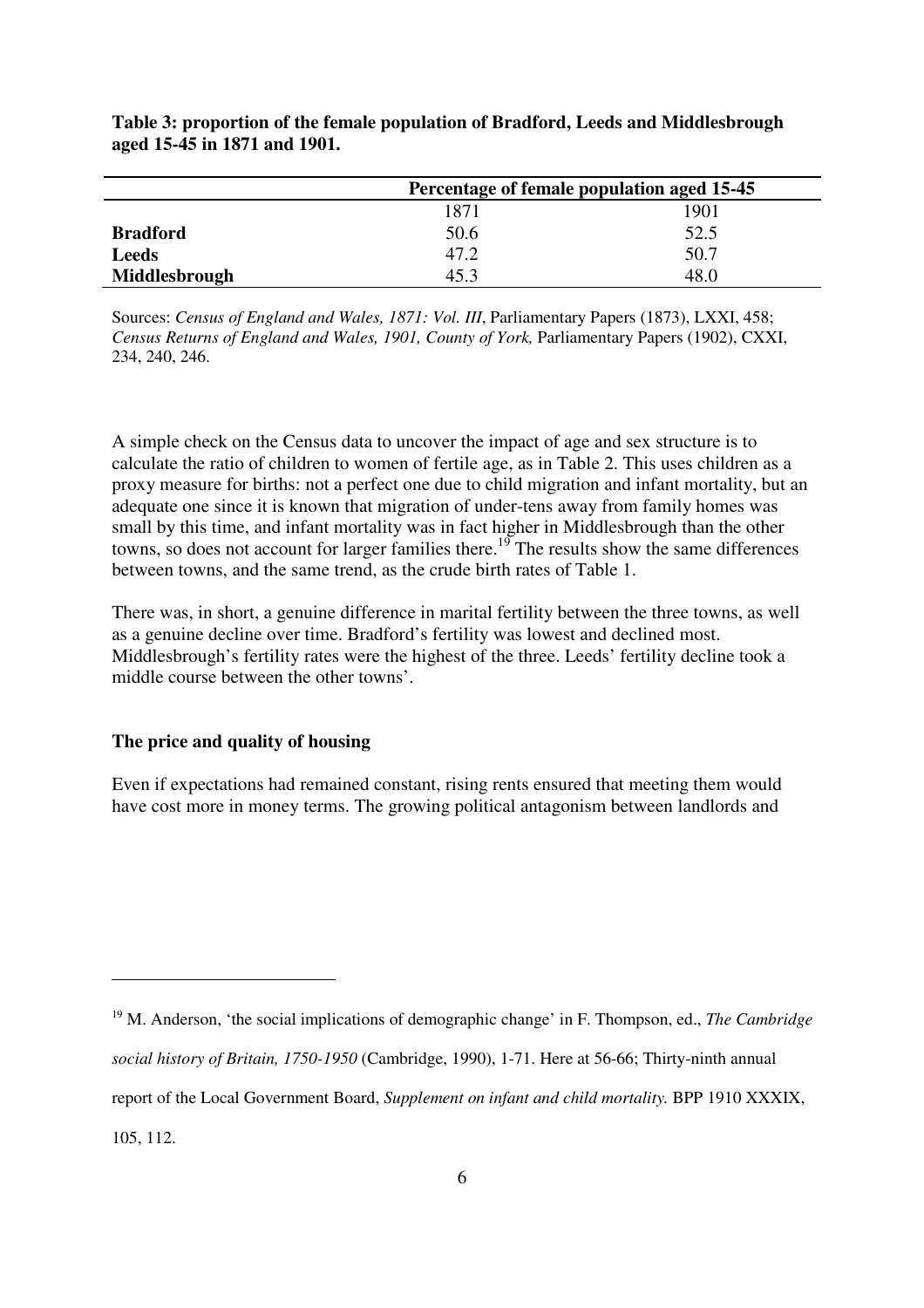**Table 3: proportion of the female population of Bradford, Leeds and Middlesbrough aged 15-45 in 1871 and 1901.**

| | Percentage of female population aged 15-45 | |
|---|---|---|
| | 1871 | 1901 |
| **Bradford** | 50.6 | 52.5 |
| **Leeds** | 47.2 | 50.7 |
| **Middlesbrough** | 45.3 | 48.0 |

Sources: *Census of England and Wales, 1871: Vol. III*, Parliamentary Papers (1873), LXXI, 458; *Census Returns of England and Wales, 1901, County of York,* Parliamentary Papers (1902), CXXI, 234, 240, 246.

A simple check on the Census data to uncover the impact of age and sex structure is to calculate the ratio of children to women of fertile age, as in Table 2. This uses children as a proxy measure for births: not a perfect one due to child migration and infant mortality, but an adequate one since it is known that migration of under-tens away from family homes was small by this time, and infant mortality was in fact higher in Middlesbrough than the other towns, so does not account for larger families there.[19] The results show the same differences between towns, and the same trend, as the crude birth rates of Table 1.

There was, in short, a genuine difference in marital fertility between the three towns, as well as a genuine decline over time. Bradford's fertility was lowest and declined most. Middlesbrough's fertility rates were the highest of the three. Leeds' fertility decline took a middle course between the other towns'.

### The price and quality of housing

Even if expectations had remained constant, rising rents ensured that meeting them would have cost more in money terms. The growing political antagonism between landlords and

---

[19] M. Anderson, 'the social implications of demographic change' in F. Thompson, ed., *The Cambridge social history of Britain, 1750-1950* (Cambridge, 1990), 1-71. Here at 56-66; Thirty-ninth annual report of the Local Government Board, *Supplement on infant and child mortality.* BPP 1910 XXXIX, 105, 112.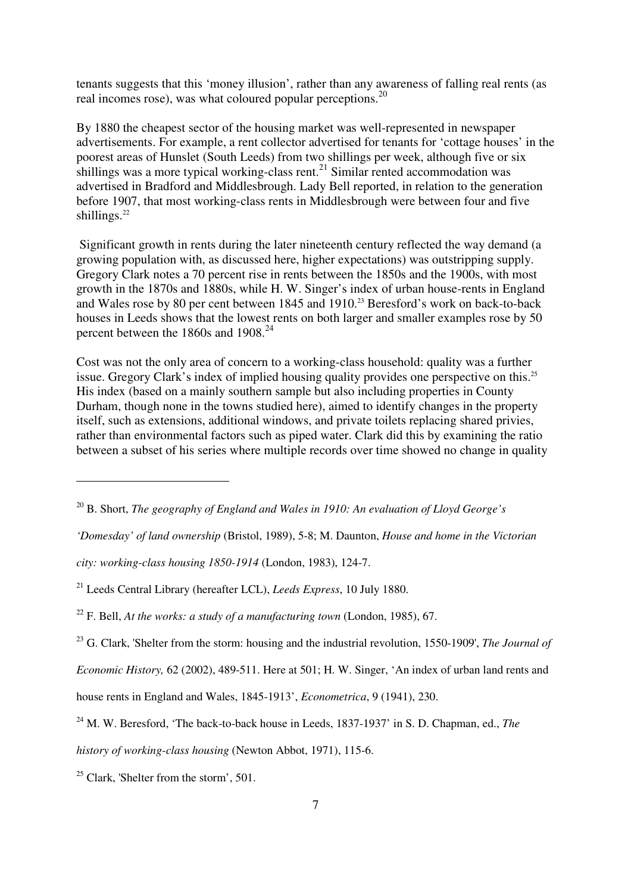tenants suggests that this 'money illusion', rather than any awareness of falling real rents (as real incomes rose), was what coloured popular perceptions.[20]

By 1880 the cheapest sector of the housing market was well-represented in newspaper advertisements. For example, a rent collector advertised for tenants for 'cottage houses' in the poorest areas of Hunslet (South Leeds) from two shillings per week, although five or six shillings was a more typical working-class rent.[21] Similar rented accommodation was advertised in Bradford and Middlesbrough. Lady Bell reported, in relation to the generation before 1907, that most working-class rents in Middlesbrough were between four and five shillings.[22]

Significant growth in rents during the later nineteenth century reflected the way demand (a growing population with, as discussed here, higher expectations) was outstripping supply. Gregory Clark notes a 70 percent rise in rents between the 1850s and the 1900s, with most growth in the 1870s and 1880s, while H. W. Singer's index of urban house-rents in England and Wales rose by 80 per cent between 1845 and 1910.[23] Beresford's work on back-to-back houses in Leeds shows that the lowest rents on both larger and smaller examples rose by 50 percent between the 1860s and 1908.[24]

Cost was not the only area of concern to a working-class household: quality was a further issue. Gregory Clark's index of implied housing quality provides one perspective on this.[25] His index (based on a mainly southern sample but also including properties in County Durham, though none in the towns studied here), aimed to identify changes in the property itself, such as extensions, additional windows, and private toilets replacing shared privies, rather than environmental factors such as piped water. Clark did this by examining the ratio between a subset of his series where multiple records over time showed no change in quality

---

[20] B. Short, *The geography of England and Wales in 1910: An evaluation of Lloyd George's 'Domesday' of land ownership* (Bristol, 1989), 5-8; M. Daunton, *House and home in the Victorian city: working-class housing 1850-1914* (London, 1983), 124-7.

[21] Leeds Central Library (hereafter LCL), *Leeds Express*, 10 July 1880.

[22] F. Bell, *At the works: a study of a manufacturing town* (London, 1985), 67.

[23] G. Clark, 'Shelter from the storm: housing and the industrial revolution, 1550-1909', *The Journal of Economic History,* 62 (2002), 489-511. Here at 501; H. W. Singer, 'An index of urban land rents and house rents in England and Wales, 1845-1913', *Econometrica*, 9 (1941), 230.

[24] M. W. Beresford, 'The back-to-back house in Leeds, 1837-1937' in S. D. Chapman, ed., *The history of working-class housing* (Newton Abbot, 1971), 115-6.

[25] Clark, 'Shelter from the storm', 501.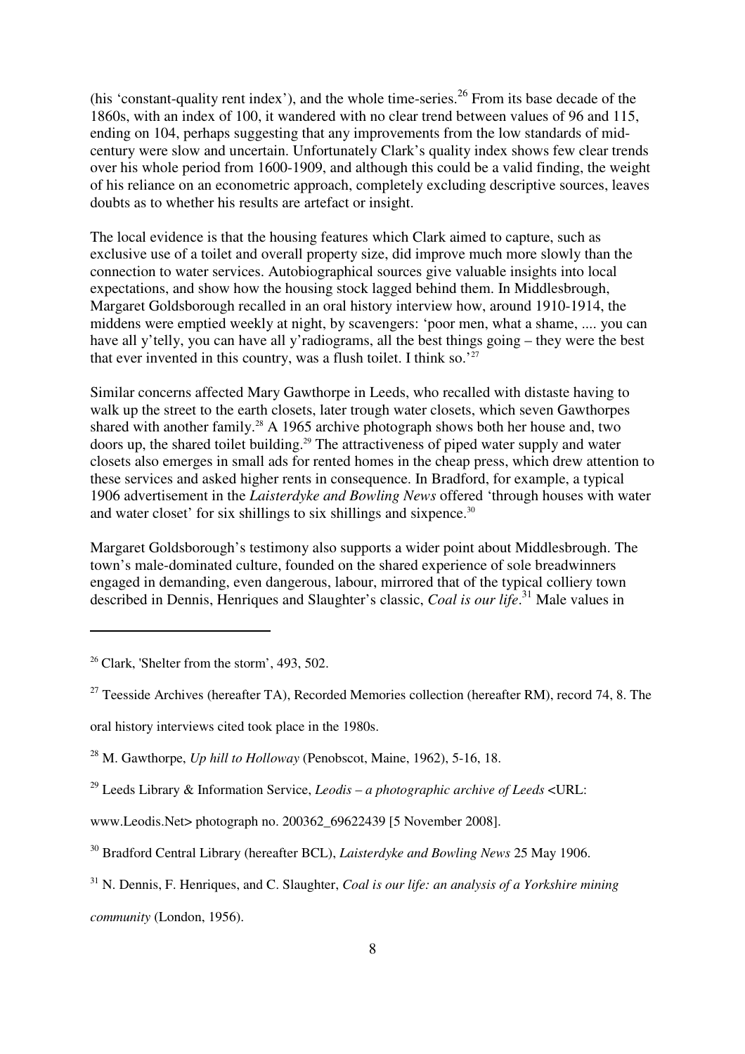(his 'constant-quality rent index'), and the whole time-series.[26] From its base decade of the 1860s, with an index of 100, it wandered with no clear trend between values of 96 and 115, ending on 104, perhaps suggesting that any improvements from the low standards of mid-century were slow and uncertain. Unfortunately Clark's quality index shows few clear trends over his whole period from 1600-1909, and although this could be a valid finding, the weight of his reliance on an econometric approach, completely excluding descriptive sources, leaves doubts as to whether his results are artefact or insight.

The local evidence is that the housing features which Clark aimed to capture, such as exclusive use of a toilet and overall property size, did improve much more slowly than the connection to water services. Autobiographical sources give valuable insights into local expectations, and show how the housing stock lagged behind them. In Middlesbrough, Margaret Goldsborough recalled in an oral history interview how, around 1910-1914, the middens were emptied weekly at night, by scavengers: 'poor men, what a shame, .... you can have all y'telly, you can have all y'radiograms, all the best things going – they were the best that ever invented in this country, was a flush toilet. I think so.'[27]

Similar concerns affected Mary Gawthorpe in Leeds, who recalled with distaste having to walk up the street to the earth closets, later trough water closets, which seven Gawthorpes shared with another family.[28] A 1965 archive photograph shows both her house and, two doors up, the shared toilet building.[29] The attractiveness of piped water supply and water closets also emerges in small ads for rented homes in the cheap press, which drew attention to these services and asked higher rents in consequence. In Bradford, for example, a typical 1906 advertisement in the *Laisterdyke and Bowling News* offered 'through houses with water and water closet' for six shillings to six shillings and sixpence.[30]

Margaret Goldsborough's testimony also supports a wider point about Middlesbrough. The town's male-dominated culture, founded on the shared experience of sole breadwinners engaged in demanding, even dangerous, labour, mirrored that of the typical colliery town described in Dennis, Henriques and Slaughter's classic, *Coal is our life*.[31] Male values in

---

[26] Clark, 'Shelter from the storm', 493, 502.

[27] Teesside Archives (hereafter TA), Recorded Memories collection (hereafter RM), record 74, 8. The oral history interviews cited took place in the 1980s.

[28] M. Gawthorpe, *Up hill to Holloway* (Penobscot, Maine, 1962), 5-16, 18.

[29] Leeds Library & Information Service, *Leodis – a photographic archive of Leeds* <URL: www.Leodis.Net> photograph no. 200362_69622439 [5 November 2008].

[30] Bradford Central Library (hereafter BCL), *Laisterdyke and Bowling News* 25 May 1906.

[31] N. Dennis, F. Henriques, and C. Slaughter, *Coal is our life: an analysis of a Yorkshire mining community* (London, 1956).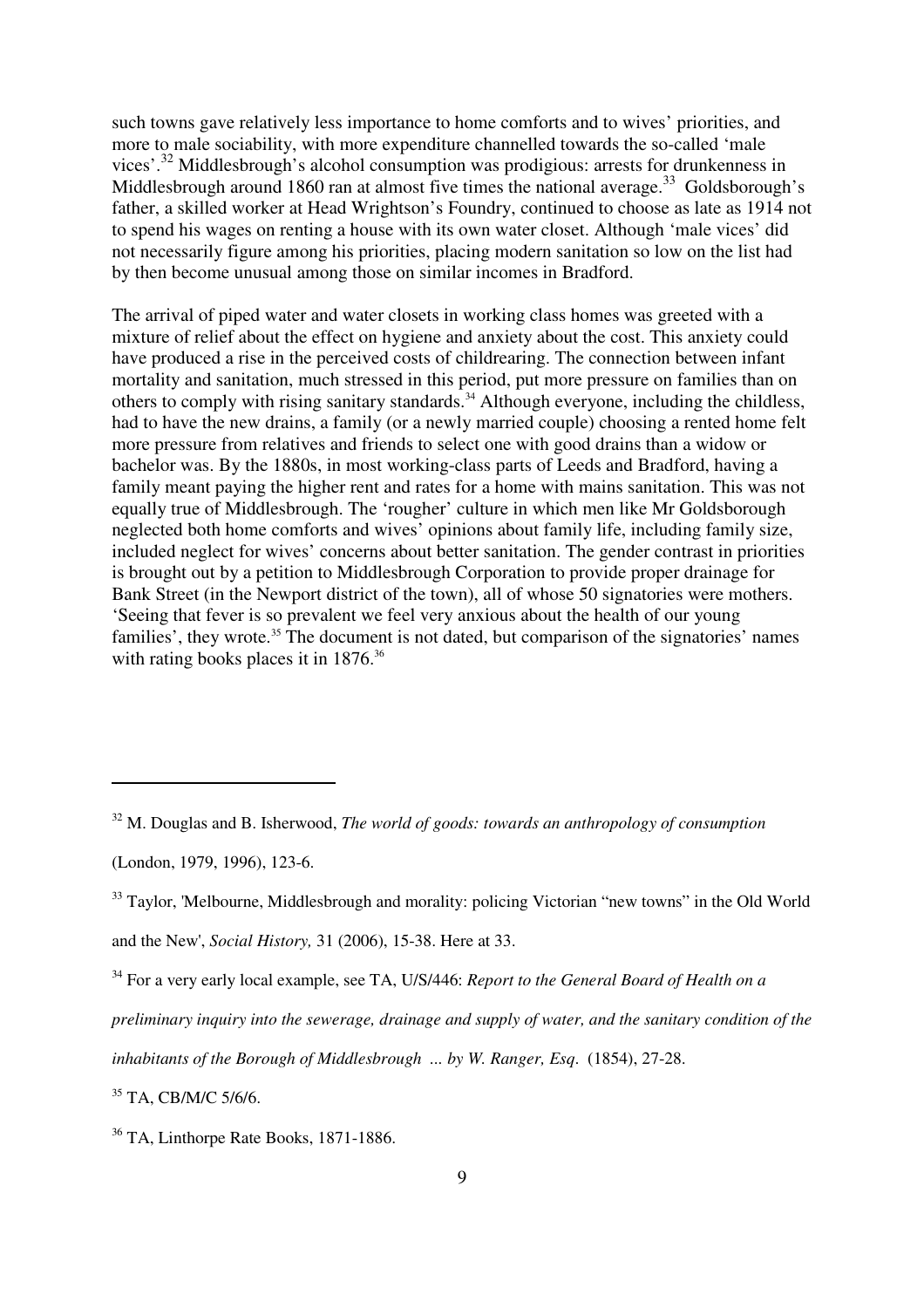such towns gave relatively less importance to home comforts and to wives' priorities, and more to male sociability, with more expenditure channelled towards the so-called 'male vices'.[32] Middlesbrough's alcohol consumption was prodigious: arrests for drunkenness in Middlesbrough around 1860 ran at almost five times the national average.[33] Goldsborough's father, a skilled worker at Head Wrightson's Foundry, continued to choose as late as 1914 not to spend his wages on renting a house with its own water closet. Although 'male vices' did not necessarily figure among his priorities, placing modern sanitation so low on the list had by then become unusual among those on similar incomes in Bradford.

The arrival of piped water and water closets in working class homes was greeted with a mixture of relief about the effect on hygiene and anxiety about the cost. This anxiety could have produced a rise in the perceived costs of childrearing. The connection between infant mortality and sanitation, much stressed in this period, put more pressure on families than on others to comply with rising sanitary standards.[34] Although everyone, including the childless, had to have the new drains, a family (or a newly married couple) choosing a rented home felt more pressure from relatives and friends to select one with good drains than a widow or bachelor was. By the 1880s, in most working-class parts of Leeds and Bradford, having a family meant paying the higher rent and rates for a home with mains sanitation. This was not equally true of Middlesbrough. The 'rougher' culture in which men like Mr Goldsborough neglected both home comforts and wives' opinions about family life, including family size, included neglect for wives' concerns about better sanitation. The gender contrast in priorities is brought out by a petition to Middlesbrough Corporation to provide proper drainage for Bank Street (in the Newport district of the town), all of whose 50 signatories were mothers. 'Seeing that fever is so prevalent we feel very anxious about the health of our young families', they wrote.[35] The document is not dated, but comparison of the signatories' names with rating books places it in 1876.[36]

---

[32] M. Douglas and B. Isherwood, *The world of goods: towards an anthropology of consumption* (London, 1979, 1996), 123-6.

[33] Taylor, 'Melbourne, Middlesbrough and morality: policing Victorian "new towns" in the Old World and the New', *Social History,* 31 (2006), 15-38. Here at 33.

[34] For a very early local example, see TA, U/S/446: *Report to the General Board of Health on a preliminary inquiry into the sewerage, drainage and supply of water, and the sanitary condition of the inhabitants of the Borough of Middlesbrough ... by W. Ranger, Esq*. (1854), 27-28.

[35] TA, CB/M/C 5/6/6.

[36] TA, Linthorpe Rate Books, 1871-1886.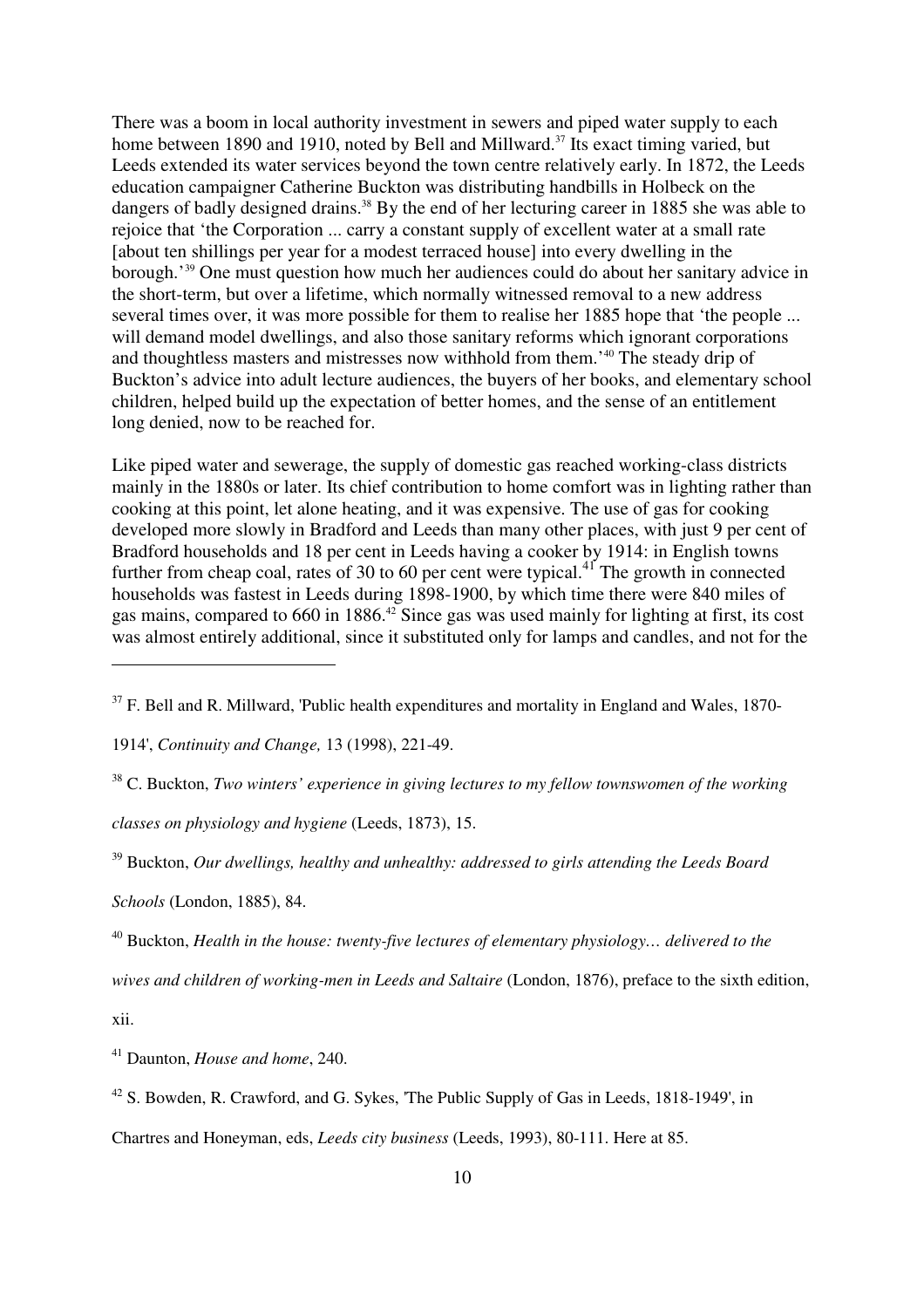There was a boom in local authority investment in sewers and piped water supply to each home between 1890 and 1910, noted by Bell and Millward.[37] Its exact timing varied, but Leeds extended its water services beyond the town centre relatively early. In 1872, the Leeds education campaigner Catherine Buckton was distributing handbills in Holbeck on the dangers of badly designed drains.[38] By the end of her lecturing career in 1885 she was able to rejoice that 'the Corporation ... carry a constant supply of excellent water at a small rate [about ten shillings per year for a modest terraced house] into every dwelling in the borough.'[39] One must question how much her audiences could do about her sanitary advice in the short-term, but over a lifetime, which normally witnessed removal to a new address several times over, it was more possible for them to realise her 1885 hope that 'the people ... will demand model dwellings, and also those sanitary reforms which ignorant corporations and thoughtless masters and mistresses now withhold from them.'[40] The steady drip of Buckton's advice into adult lecture audiences, the buyers of her books, and elementary school children, helped build up the expectation of better homes, and the sense of an entitlement long denied, now to be reached for.

Like piped water and sewerage, the supply of domestic gas reached working-class districts mainly in the 1880s or later. Its chief contribution to home comfort was in lighting rather than cooking at this point, let alone heating, and it was expensive. The use of gas for cooking developed more slowly in Bradford and Leeds than many other places, with just 9 per cent of Bradford households and 18 per cent in Leeds having a cooker by 1914: in English towns further from cheap coal, rates of 30 to 60 per cent were typical.[41] The growth in connected households was fastest in Leeds during 1898-1900, by which time there were 840 miles of gas mains, compared to 660 in 1886.[42] Since gas was used mainly for lighting at first, its cost was almost entirely additional, since it substituted only for lamps and candles, and not for the

---

[37] F. Bell and R. Millward, 'Public health expenditures and mortality in England and Wales, 1870-1914', *Continuity and Change,* 13 (1998), 221-49.

[38] C. Buckton, *Two winters' experience in giving lectures to my fellow townswomen of the working classes on physiology and hygiene* (Leeds, 1873), 15.

[39] Buckton, *Our dwellings, healthy and unhealthy: addressed to girls attending the Leeds Board Schools* (London, 1885), 84.

[40] Buckton, *Health in the house: twenty-five lectures of elementary physiology… delivered to the wives and children of working-men in Leeds and Saltaire* (London, 1876), preface to the sixth edition, xii.

[41] Daunton, *House and home*, 240.

[42] S. Bowden, R. Crawford, and G. Sykes, 'The Public Supply of Gas in Leeds, 1818-1949', in Chartres and Honeyman, eds, *Leeds city business* (Leeds, 1993), 80-111. Here at 85.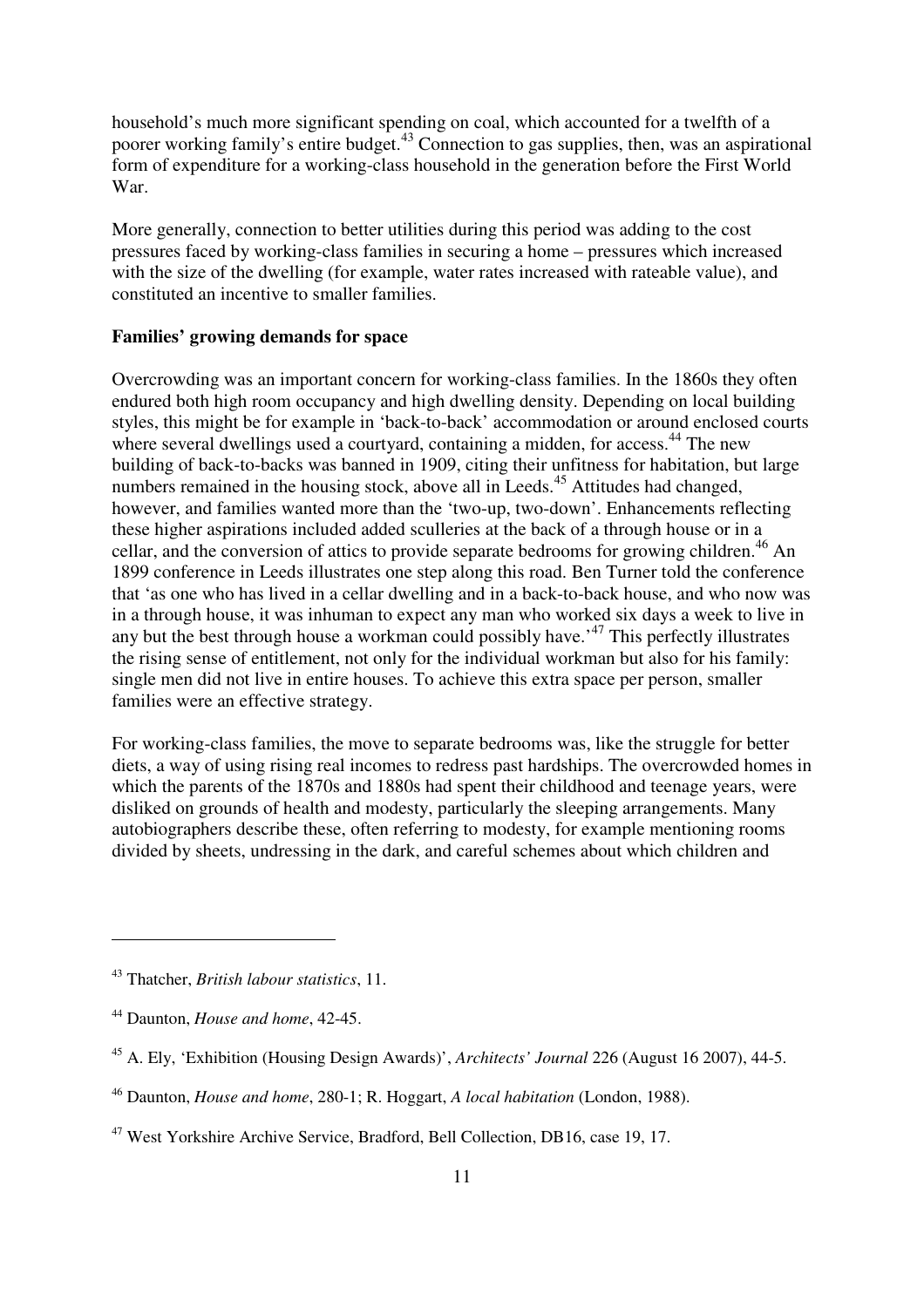household's much more significant spending on coal, which accounted for a twelfth of a poorer working family's entire budget.[43] Connection to gas supplies, then, was an aspirational form of expenditure for a working-class household in the generation before the First World War.

More generally, connection to better utilities during this period was adding to the cost pressures faced by working-class families in securing a home – pressures which increased with the size of the dwelling (for example, water rates increased with rateable value), and constituted an incentive to smaller families.

**Families' growing demands for space**

Overcrowding was an important concern for working-class families. In the 1860s they often endured both high room occupancy and high dwelling density. Depending on local building styles, this might be for example in 'back-to-back' accommodation or around enclosed courts where several dwellings used a courtyard, containing a midden, for access.[44] The new building of back-to-backs was banned in 1909, citing their unfitness for habitation, but large numbers remained in the housing stock, above all in Leeds.[45] Attitudes had changed, however, and families wanted more than the 'two-up, two-down'. Enhancements reflecting these higher aspirations included added sculleries at the back of a through house or in a cellar, and the conversion of attics to provide separate bedrooms for growing children.[46] An 1899 conference in Leeds illustrates one step along this road. Ben Turner told the conference that 'as one who has lived in a cellar dwelling and in a back-to-back house, and who now was in a through house, it was inhuman to expect any man who worked six days a week to live in any but the best through house a workman could possibly have.'[47] This perfectly illustrates the rising sense of entitlement, not only for the individual workman but also for his family: single men did not live in entire houses. To achieve this extra space per person, smaller families were an effective strategy.

For working-class families, the move to separate bedrooms was, like the struggle for better diets, a way of using rising real incomes to redress past hardships. The overcrowded homes in which the parents of the 1870s and 1880s had spent their childhood and teenage years, were disliked on grounds of health and modesty, particularly the sleeping arrangements. Many autobiographers describe these, often referring to modesty, for example mentioning rooms divided by sheets, undressing in the dark, and careful schemes about which children and

---

[43] Thatcher, *British labour statistics*, 11.

[44] Daunton, *House and home*, 42-45.

[45] A. Ely, 'Exhibition (Housing Design Awards)', *Architects' Journal* 226 (August 16 2007), 44-5.

[46] Daunton, *House and home*, 280-1; R. Hoggart, *A local habitation* (London, 1988).

[47] West Yorkshire Archive Service, Bradford, Bell Collection, DB16, case 19, 17.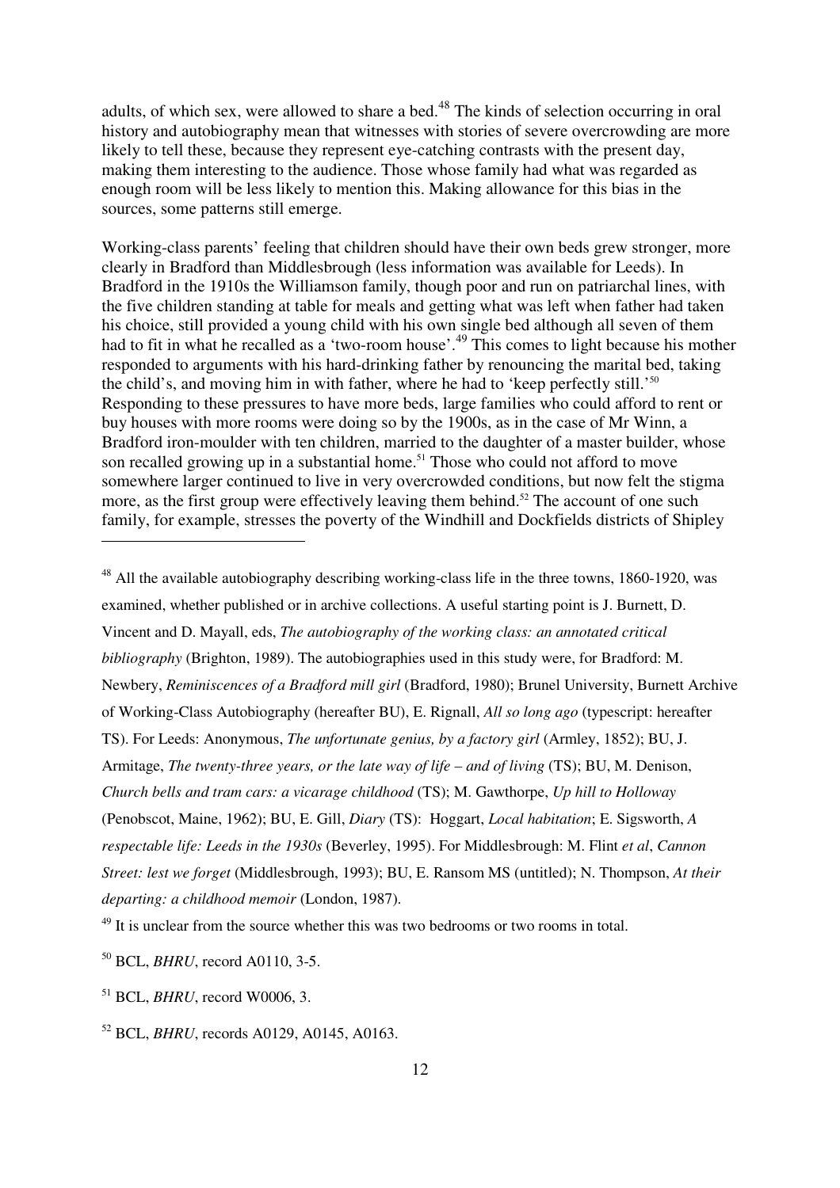adults, of which sex, were allowed to share a bed.[48] The kinds of selection occurring in oral history and autobiography mean that witnesses with stories of severe overcrowding are more likely to tell these, because they represent eye-catching contrasts with the present day, making them interesting to the audience. Those whose family had what was regarded as enough room will be less likely to mention this. Making allowance for this bias in the sources, some patterns still emerge.

Working-class parents' feeling that children should have their own beds grew stronger, more clearly in Bradford than Middlesbrough (less information was available for Leeds). In Bradford in the 1910s the Williamson family, though poor and run on patriarchal lines, with the five children standing at table for meals and getting what was left when father had taken his choice, still provided a young child with his own single bed although all seven of them had to fit in what he recalled as a 'two-room house'.[49] This comes to light because his mother responded to arguments with his hard-drinking father by renouncing the marital bed, taking the child's, and moving him in with father, where he had to 'keep perfectly still.'[50] Responding to these pressures to have more beds, large families who could afford to rent or buy houses with more rooms were doing so by the 1900s, as in the case of Mr Winn, a Bradford iron-moulder with ten children, married to the daughter of a master builder, whose son recalled growing up in a substantial home.[51] Those who could not afford to move somewhere larger continued to live in very overcrowded conditions, but now felt the stigma more, as the first group were effectively leaving them behind.[52] The account of one such family, for example, stresses the poverty of the Windhill and Dockfields districts of Shipley

---

[48] All the available autobiography describing working-class life in the three towns, 1860-1920, was examined, whether published or in archive collections. A useful starting point is J. Burnett, D. Vincent and D. Mayall, eds, *The autobiography of the working class: an annotated critical bibliography* (Brighton, 1989). The autobiographies used in this study were, for Bradford: M. Newbery, *Reminiscences of a Bradford mill girl* (Bradford, 1980); Brunel University, Burnett Archive of Working-Class Autobiography (hereafter BU), E. Rignall, *All so long ago* (typescript: hereafter TS). For Leeds: Anonymous, *The unfortunate genius, by a factory girl* (Armley, 1852); BU, J. Armitage, *The twenty-three years, or the late way of life – and of living* (TS); BU, M. Denison, *Church bells and tram cars: a vicarage childhood* (TS); M. Gawthorpe, *Up hill to Holloway* (Penobscot, Maine, 1962); BU, E. Gill, *Diary* (TS): Hoggart, *Local habitation*; E. Sigsworth, *A respectable life: Leeds in the 1930s* (Beverley, 1995). For Middlesbrough: M. Flint *et al*, *Cannon Street: lest we forget* (Middlesbrough, 1993); BU, E. Ransom MS (untitled); N. Thompson, *At their departing: a childhood memoir* (London, 1987).

[49] It is unclear from the source whether this was two bedrooms or two rooms in total.

[50] BCL, *BHRU*, record A0110, 3-5.

[51] BCL, *BHRU*, record W0006, 3.

[52] BCL, *BHRU*, records A0129, A0145, A0163.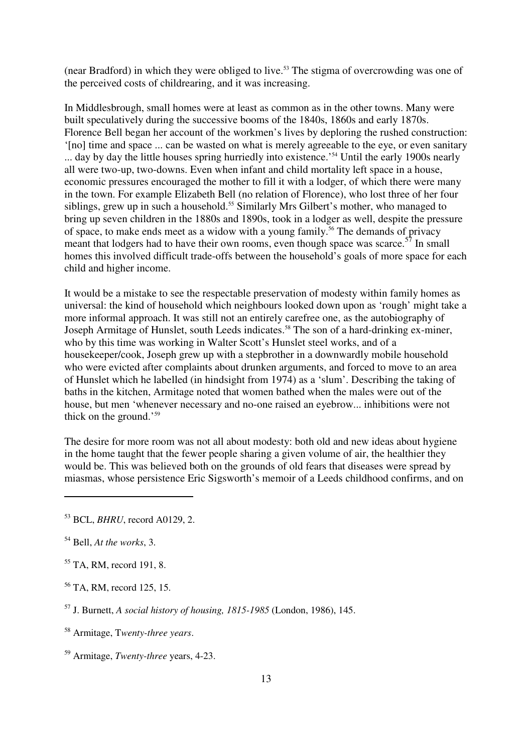(near Bradford) in which they were obliged to live.[53] The stigma of overcrowding was one of the perceived costs of childrearing, and it was increasing.

In Middlesbrough, small homes were at least as common as in the other towns. Many were built speculatively during the successive booms of the 1840s, 1860s and early 1870s. Florence Bell began her account of the workmen's lives by deploring the rushed construction: '[no] time and space ... can be wasted on what is merely agreeable to the eye, or even sanitary ... day by day the little houses spring hurriedly into existence.'[54] Until the early 1900s nearly all were two-up, two-downs. Even when infant and child mortality left space in a house, economic pressures encouraged the mother to fill it with a lodger, of which there were many in the town. For example Elizabeth Bell (no relation of Florence), who lost three of her four siblings, grew up in such a household.[55] Similarly Mrs Gilbert's mother, who managed to bring up seven children in the 1880s and 1890s, took in a lodger as well, despite the pressure of space, to make ends meet as a widow with a young family.[56] The demands of privacy meant that lodgers had to have their own rooms, even though space was scarce.[57] In small homes this involved difficult trade-offs between the household's goals of more space for each child and higher income.

It would be a mistake to see the respectable preservation of modesty within family homes as universal: the kind of household which neighbours looked down upon as 'rough' might take a more informal approach. It was still not an entirely carefree one, as the autobiography of Joseph Armitage of Hunslet, south Leeds indicates.[58] The son of a hard-drinking ex-miner, who by this time was working in Walter Scott's Hunslet steel works, and of a housekeeper/cook, Joseph grew up with a stepbrother in a downwardly mobile household who were evicted after complaints about drunken arguments, and forced to move to an area of Hunslet which he labelled (in hindsight from 1974) as a 'slum'. Describing the taking of baths in the kitchen, Armitage noted that women bathed when the males were out of the house, but men 'whenever necessary and no-one raised an eyebrow... inhibitions were not thick on the ground.'[59]

The desire for more room was not all about modesty: both old and new ideas about hygiene in the home taught that the fewer people sharing a given volume of air, the healthier they would be. This was believed both on the grounds of old fears that diseases were spread by miasmas, whose persistence Eric Sigsworth's memoir of a Leeds childhood confirms, and on

---

[53] BCL, *BHRU*, record A0129, 2.

[54] Bell, *At the works*, 3.

[55] TA, RM, record 191, 8.

[56] TA, RM, record 125, 15.

[57] J. Burnett, *A social history of housing, 1815-1985* (London, 1986), 145.

[58] Armitage, T*wenty-three years*.

[59] Armitage, *Twenty-three* years, 4-23.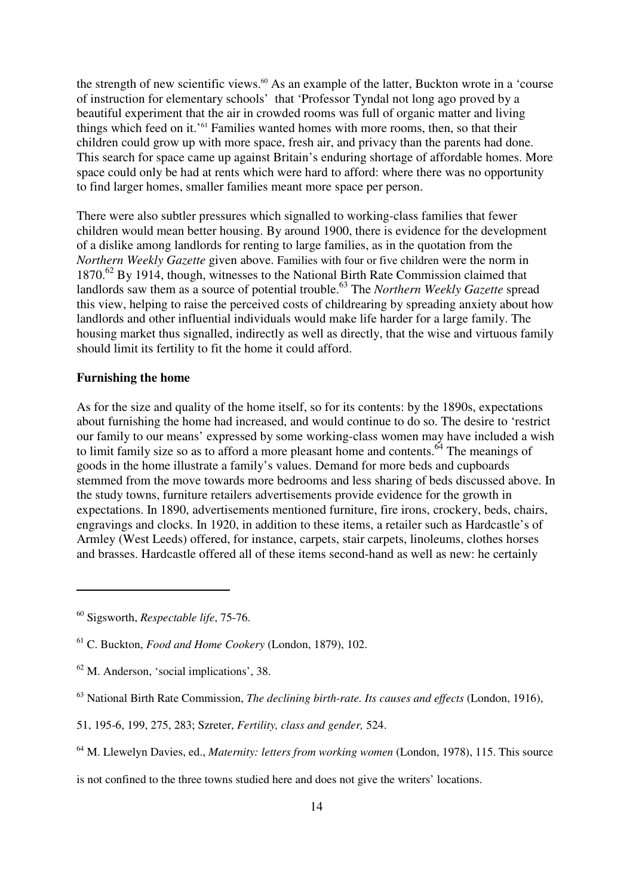the strength of new scientific views.[60] As an example of the latter, Buckton wrote in a 'course of instruction for elementary schools' that 'Professor Tyndal not long ago proved by a beautiful experiment that the air in crowded rooms was full of organic matter and living things which feed on it.'[61] Families wanted homes with more rooms, then, so that their children could grow up with more space, fresh air, and privacy than the parents had done. This search for space came up against Britain's enduring shortage of affordable homes. More space could only be had at rents which were hard to afford: where there was no opportunity to find larger homes, smaller families meant more space per person.

There were also subtler pressures which signalled to working-class families that fewer children would mean better housing. By around 1900, there is evidence for the development of a dislike among landlords for renting to large families, as in the quotation from the *Northern Weekly Gazette* given above. Families with four or five children were the norm in 1870.[62] By 1914, though, witnesses to the National Birth Rate Commission claimed that landlords saw them as a source of potential trouble.[63] The *Northern Weekly Gazette* spread this view, helping to raise the perceived costs of childrearing by spreading anxiety about how landlords and other influential individuals would make life harder for a large family. The housing market thus signalled, indirectly as well as directly, that the wise and virtuous family should limit its fertility to fit the home it could afford.

**Furnishing the home**

As for the size and quality of the home itself, so for its contents: by the 1890s, expectations about furnishing the home had increased, and would continue to do so. The desire to 'restrict our family to our means' expressed by some working-class women may have included a wish to limit family size so as to afford a more pleasant home and contents.[64] The meanings of goods in the home illustrate a family's values. Demand for more beds and cupboards stemmed from the move towards more bedrooms and less sharing of beds discussed above. In the study towns, furniture retailers advertisements provide evidence for the growth in expectations. In 1890, advertisements mentioned furniture, fire irons, crockery, beds, chairs, engravings and clocks. In 1920, in addition to these items, a retailer such as Hardcastle's of Armley (West Leeds) offered, for instance, carpets, stair carpets, linoleums, clothes horses and brasses. Hardcastle offered all of these items second-hand as well as new: he certainly

---

[60] Sigsworth, *Respectable life*, 75-76.

[61] C. Buckton, *Food and Home Cookery* (London, 1879), 102.

[62] M. Anderson, 'social implications', 38.

[63] National Birth Rate Commission, *The declining birth-rate. Its causes and effects* (London, 1916), 51, 195-6, 199, 275, 283; Szreter, *Fertility, class and gender,* 524.

[64] M. Llewelyn Davies, ed., *Maternity: letters from working women* (London, 1978), 115. This source is not confined to the three towns studied here and does not give the writers' locations.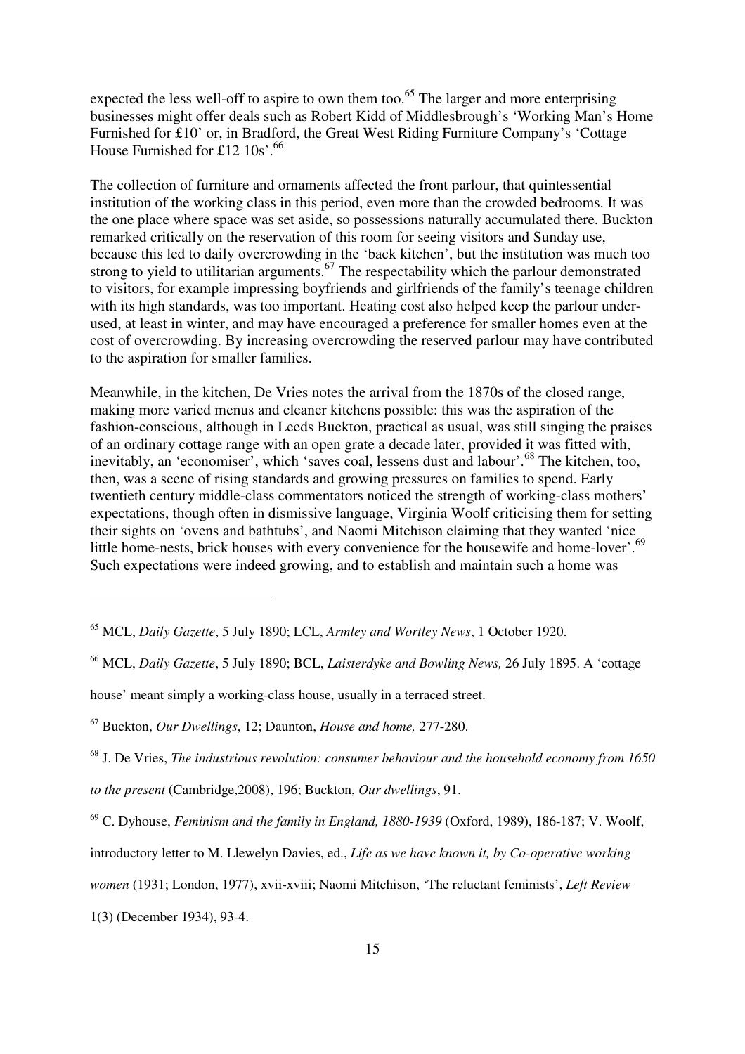expected the less well-off to aspire to own them too.[65] The larger and more enterprising businesses might offer deals such as Robert Kidd of Middlesbrough's 'Working Man's Home Furnished for £10' or, in Bradford, the Great West Riding Furniture Company's 'Cottage House Furnished for £12 10s'.[66]

The collection of furniture and ornaments affected the front parlour, that quintessential institution of the working class in this period, even more than the crowded bedrooms. It was the one place where space was set aside, so possessions naturally accumulated there. Buckton remarked critically on the reservation of this room for seeing visitors and Sunday use, because this led to daily overcrowding in the 'back kitchen', but the institution was much too strong to yield to utilitarian arguments.[67] The respectability which the parlour demonstrated to visitors, for example impressing boyfriends and girlfriends of the family's teenage children with its high standards, was too important. Heating cost also helped keep the parlour under-used, at least in winter, and may have encouraged a preference for smaller homes even at the cost of overcrowding. By increasing overcrowding the reserved parlour may have contributed to the aspiration for smaller families.

Meanwhile, in the kitchen, De Vries notes the arrival from the 1870s of the closed range, making more varied menus and cleaner kitchens possible: this was the aspiration of the fashion-conscious, although in Leeds Buckton, practical as usual, was still singing the praises of an ordinary cottage range with an open grate a decade later, provided it was fitted with, inevitably, an 'economiser', which 'saves coal, lessens dust and labour'.[68] The kitchen, too, then, was a scene of rising standards and growing pressures on families to spend. Early twentieth century middle-class commentators noticed the strength of working-class mothers' expectations, though often in dismissive language, Virginia Woolf criticising them for setting their sights on 'ovens and bathtubs', and Naomi Mitchison claiming that they wanted 'nice little home-nests, brick houses with every convenience for the housewife and home-lover'.[69] Such expectations were indeed growing, and to establish and maintain such a home was

---

[65] MCL, *Daily Gazette*, 5 July 1890; LCL, *Armley and Wortley News*, 1 October 1920.

[66] MCL, *Daily Gazette*, 5 July 1890; BCL, *Laisterdyke and Bowling News,* 26 July 1895. A 'cottage house' meant simply a working-class house, usually in a terraced street.

[67] Buckton, *Our Dwellings*, 12; Daunton, *House and home,* 277-280.

[68] J. De Vries, *The industrious revolution: consumer behaviour and the household economy from 1650 to the present* (Cambridge,2008), 196; Buckton, *Our dwellings*, 91.

[69] C. Dyhouse, *Feminism and the family in England, 1880-1939* (Oxford, 1989), 186-187; V. Woolf, introductory letter to M. Llewelyn Davies, ed., *Life as we have known it, by Co-operative working women* (1931; London, 1977), xvii-xviii; Naomi Mitchison, 'The reluctant feminists', *Left Review* 1(3) (December 1934), 93-4.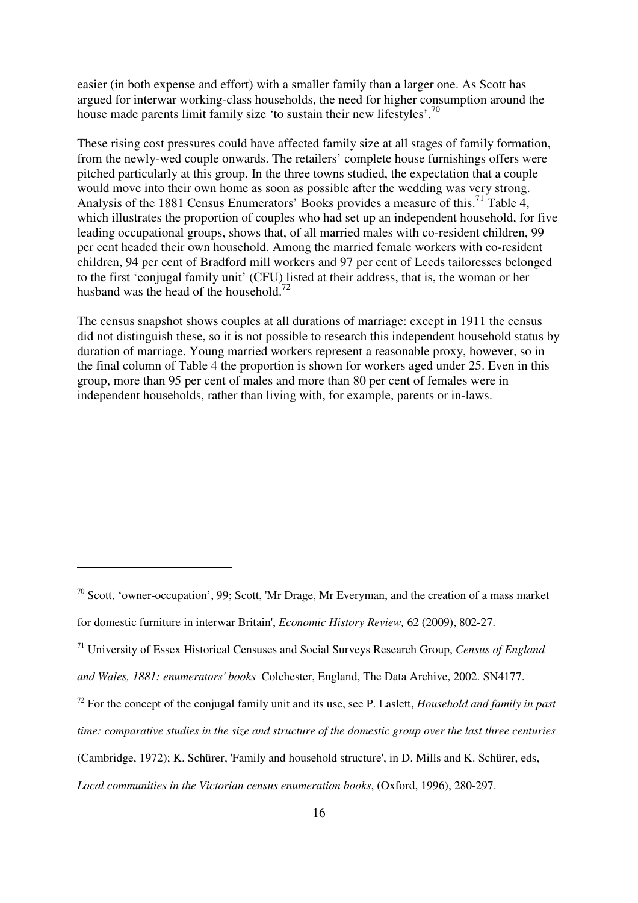easier (in both expense and effort) with a smaller family than a larger one. As Scott has argued for interwar working-class households, the need for higher consumption around the house made parents limit family size 'to sustain their new lifestyles'.[70]

These rising cost pressures could have affected family size at all stages of family formation, from the newly-wed couple onwards. The retailers' complete house furnishings offers were pitched particularly at this group. In the three towns studied, the expectation that a couple would move into their own home as soon as possible after the wedding was very strong. Analysis of the 1881 Census Enumerators' Books provides a measure of this.[71] Table 4, which illustrates the proportion of couples who had set up an independent household, for five leading occupational groups, shows that, of all married males with co-resident children, 99 per cent headed their own household. Among the married female workers with co-resident children, 94 per cent of Bradford mill workers and 97 per cent of Leeds tailoresses belonged to the first 'conjugal family unit' (CFU) listed at their address, that is, the woman or her husband was the head of the household.[72]

The census snapshot shows couples at all durations of marriage: except in 1911 the census did not distinguish these, so it is not possible to research this independent household status by duration of marriage. Young married workers represent a reasonable proxy, however, so in the final column of Table 4 the proportion is shown for workers aged under 25. Even in this group, more than 95 per cent of males and more than 80 per cent of females were in independent households, rather than living with, for example, parents or in-laws.

---

[70] Scott, 'owner-occupation', 99; Scott, 'Mr Drage, Mr Everyman, and the creation of a mass market for domestic furniture in interwar Britain', *Economic History Review,* 62 (2009), 802-27.

[71] University of Essex Historical Censuses and Social Surveys Research Group, *Census of England and Wales, 1881: enumerators' books* Colchester, England, The Data Archive, 2002. SN4177.

[72] For the concept of the conjugal family unit and its use, see P. Laslett, *Household and family in past time: comparative studies in the size and structure of the domestic group over the last three centuries* (Cambridge, 1972); K. Schürer, 'Family and household structure', in D. Mills and K. Schürer, eds, *Local communities in the Victorian census enumeration books*, (Oxford, 1996), 280-297.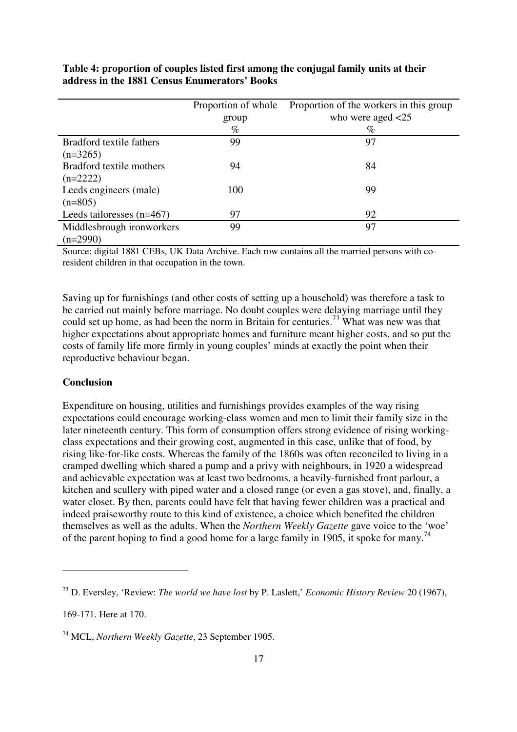**Table 4: proportion of couples listed first among the conjugal family units at their address in the 1881 Census Enumerators' Books**

| | Proportion of whole group % | Proportion of the workers in this group who were aged <25 % |
|---|---|---|
| Bradford textile fathers (n=3265) | 99 | 97 |
| Bradford textile mothers (n=2222) | 94 | 84 |
| Leeds engineers (male) (n=805) | 100 | 99 |
| Leeds tailoresses (n=467) | 97 | 92 |
| Middlesbrough ironworkers (n=2990) | 99 | 97 |

Source: digital 1881 CEBs, UK Data Archive. Each row contains all the married persons with co-resident children in that occupation in the town.

Saving up for furnishings (and other costs of setting up a household) was therefore a task to be carried out mainly before marriage. No doubt couples were delaying marriage until they could set up home, as had been the norm in Britain for centuries.[73] What was new was that higher expectations about appropriate homes and furniture meant higher costs, and so put the costs of family life more firmly in young couples' minds at exactly the point when their reproductive behaviour began.

**Conclusion**

Expenditure on housing, utilities and furnishings provides examples of the way rising expectations could encourage working-class women and men to limit their family size in the later nineteenth century. This form of consumption offers strong evidence of rising working-class expectations and their growing cost, augmented in this case, unlike that of food, by rising like-for-like costs. Whereas the family of the 1860s was often reconciled to living in a cramped dwelling which shared a pump and a privy with neighbours, in 1920 a widespread and achievable expectation was at least two bedrooms, a heavily-furnished front parlour, a kitchen and scullery with piped water and a closed range (or even a gas stove), and, finally, a water closet. By then, parents could have felt that having fewer children was a practical and indeed praiseworthy route to this kind of existence, a choice which benefited the children themselves as well as the adults. When the *Northern Weekly Gazette* gave voice to the 'woe' of the parent hoping to find a good home for a large family in 1905, it spoke for many.[74]

---

[73] D. Eversley, 'Review: *The world we have lost* by P. Laslett,' *Economic History Review* 20 (1967), 169-171. Here at 170.

[74] MCL, *Northern Weekly Gazette*, 23 September 1905.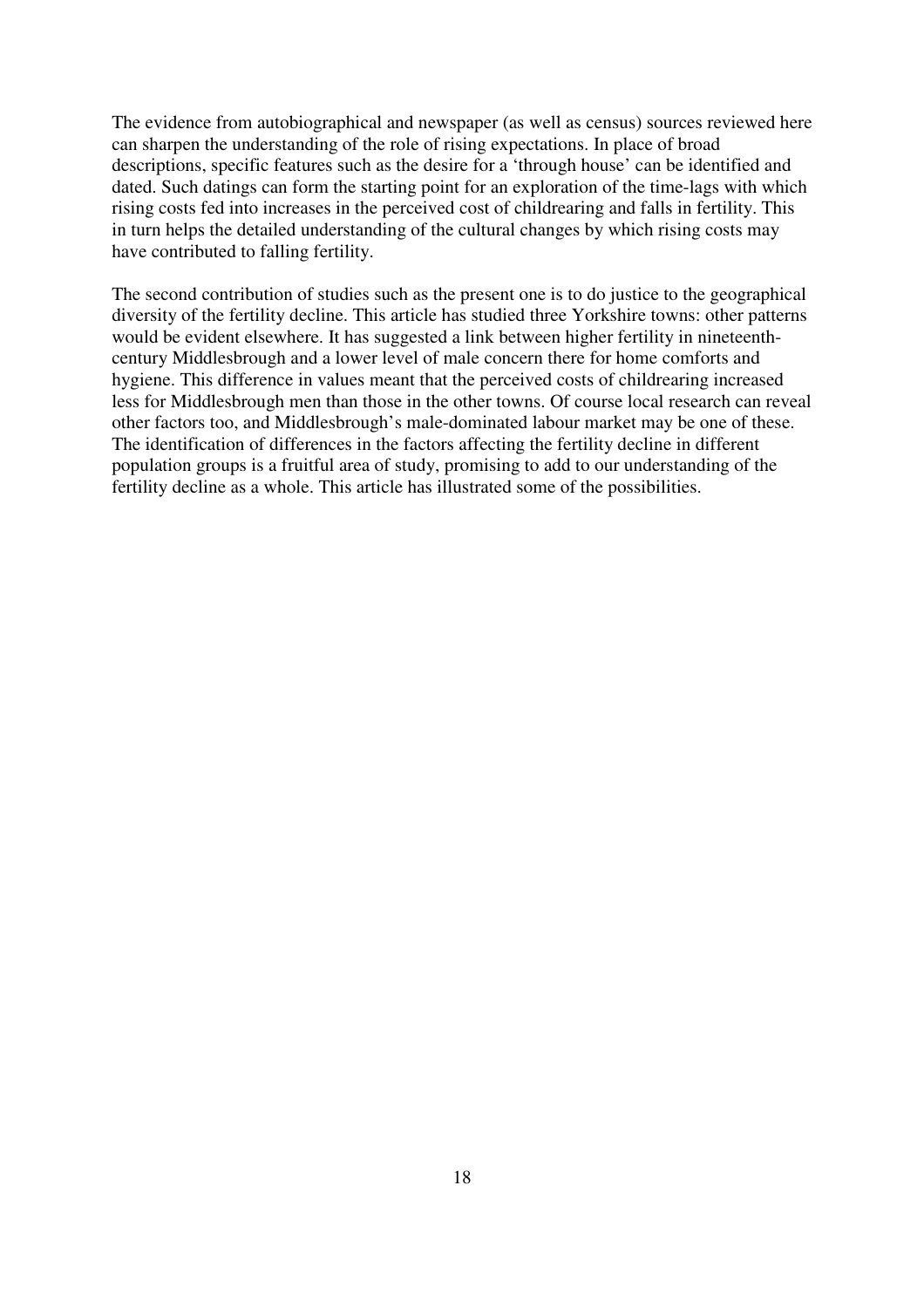The evidence from autobiographical and newspaper (as well as census) sources reviewed here can sharpen the understanding of the role of rising expectations. In place of broad descriptions, specific features such as the desire for a 'through house' can be identified and dated. Such datings can form the starting point for an exploration of the time-lags with which rising costs fed into increases in the perceived cost of childrearing and falls in fertility. This in turn helps the detailed understanding of the cultural changes by which rising costs may have contributed to falling fertility.

The second contribution of studies such as the present one is to do justice to the geographical diversity of the fertility decline. This article has studied three Yorkshire towns: other patterns would be evident elsewhere. It has suggested a link between higher fertility in nineteenth-century Middlesbrough and a lower level of male concern there for home comforts and hygiene. This difference in values meant that the perceived costs of childrearing increased less for Middlesbrough men than those in the other towns. Of course local research can reveal other factors too, and Middlesbrough's male-dominated labour market may be one of these. The identification of differences in the factors affecting the fertility decline in different population groups is a fruitful area of study, promising to add to our understanding of the fertility decline as a whole. This article has illustrated some of the possibilities.